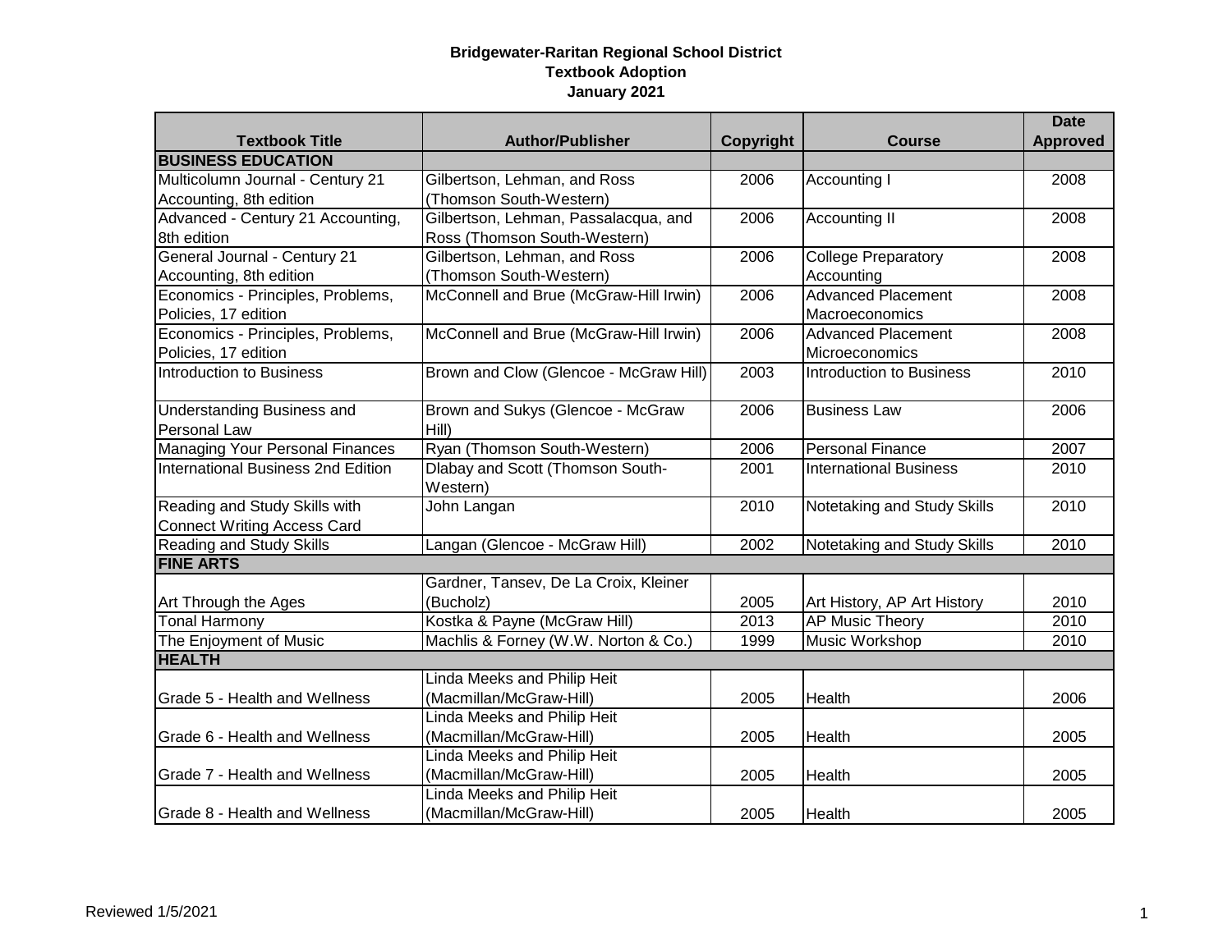# Bridgewater-Raritan Regional School District
## Textbook Adoption
## January 2021

| Textbook Title | Author/Publisher | Copyright | Course | Date Approved |
|---|---|---|---|---|
| **BUSINESS EDUCATION** | | | | |
| Multicolumn Journal - Century 21 Accounting, 8th edition | Gilbertson, Lehman, and Ross (Thomson South-Western) | 2006 | Accounting I | 2008 |
| Advanced - Century 21 Accounting, 8th edition | Gilbertson, Lehman, Passalacqua, and Ross (Thomson South-Western) | 2006 | Accounting II | 2008 |
| General Journal - Century 21 Accounting, 8th edition | Gilbertson, Lehman, and Ross (Thomson South-Western) | 2006 | College Preparatory Accounting | 2008 |
| Economics - Principles, Problems, Policies, 17 edition | McConnell and Brue (McGraw-Hill Irwin) | 2006 | Advanced Placement Macroeconomics | 2008 |
| Economics - Principles, Problems, Policies, 17 edition | McConnell and Brue (McGraw-Hill Irwin) | 2006 | Advanced Placement Microeconomics | 2008 |
| Introduction to Business | Brown and Clow (Glencoe - McGraw Hill) | 2003 | Introduction to Business | 2010 |
| Understanding Business and Personal Law | Brown and Sukys (Glencoe - McGraw Hill) | 2006 | Business Law | 2006 |
| Managing Your Personal Finances | Ryan (Thomson South-Western) | 2006 | Personal Finance | 2007 |
| International Business 2nd Edition | Dlabay and Scott (Thomson South-Western) | 2001 | International Business | 2010 |
| Reading and Study Skills with Connect Writing Access Card | John Langan | 2010 | Notetaking and Study Skills | 2010 |
| Reading and Study Skills | Langan (Glencoe - McGraw Hill) | 2002 | Notetaking and Study Skills | 2010 |
| **FINE ARTS** | | | | |
| Art Through the Ages | Gardner, Tansev, De La Croix, Kleiner (Bucholz) | 2005 | Art History, AP Art History | 2010 |
| Tonal Harmony | Kostka & Payne (McGraw Hill) | 2013 | AP Music Theory | 2010 |
| The Enjoyment of Music | Machlis & Forney (W.W. Norton & Co.) | 1999 | Music Workshop | 2010 |
| **HEALTH** | | | | |
| Grade 5 - Health and Wellness | Linda Meeks and Philip Heit (Macmillan/McGraw-Hill) | 2005 | Health | 2006 |
| Grade 6 - Health and Wellness | Linda Meeks and Philip Heit (Macmillan/McGraw-Hill) | 2005 | Health | 2005 |
| Grade 7 - Health and Wellness | Linda Meeks and Philip Heit (Macmillan/McGraw-Hill) | 2005 | Health | 2005 |
| Grade 8 - Health and Wellness | Linda Meeks and Philip Heit (Macmillan/McGraw-Hill) | 2005 | Health | 2005 |

Reviewed 1/5/2021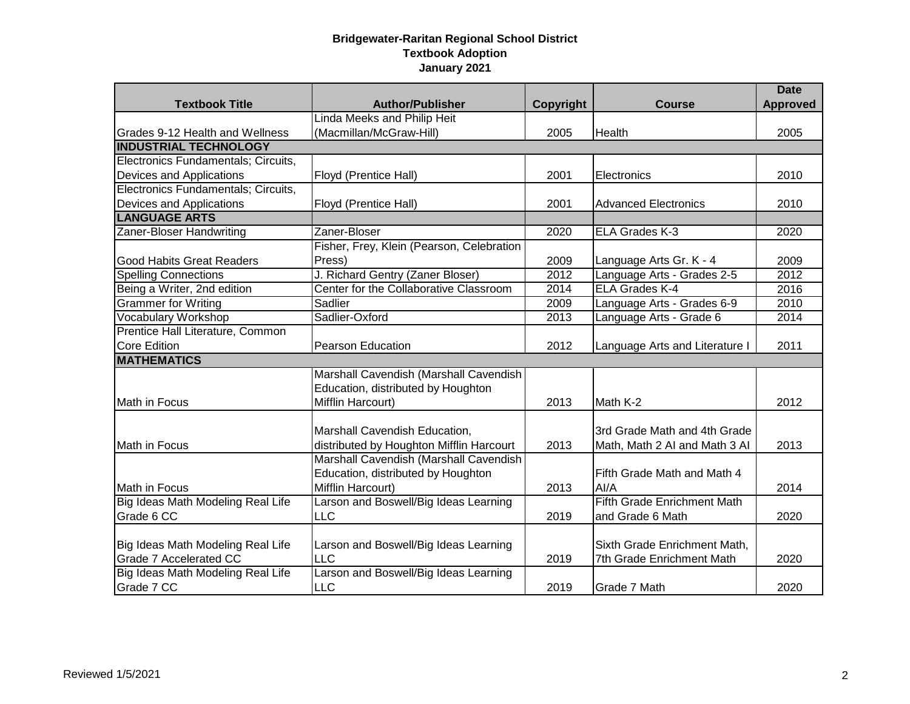**Bridgewater-Raritan Regional School District**
**Textbook Adoption**
**January 2021**

| Textbook Title | Author/Publisher | Copyright | Course | Date Approved |
| --- | --- | --- | --- | --- |
| Grades 9-12 Health and Wellness | Linda Meeks and Philip Heit (Macmillan/McGraw-Hill) | 2005 | Health | 2005 |
| **INDUSTRIAL TECHNOLOGY** | | | | |
| Electronics Fundamentals; Circuits, Devices and Applications | Floyd (Prentice Hall) | 2001 | Electronics | 2010 |
| Electronics Fundamentals; Circuits, Devices and Applications | Floyd (Prentice Hall) | 2001 | Advanced Electronics | 2010 |
| **LANGUAGE ARTS** | | | | |
| Zaner-Bloser Handwriting | Zaner-Bloser | 2020 | ELA Grades K-3 | 2020 |
| Good Habits Great Readers | Fisher, Frey, Klein (Pearson, Celebration Press) | 2009 | Language Arts Gr. K - 4 | 2009 |
| Spelling Connections | J. Richard Gentry (Zaner Bloser) | 2012 | Language Arts - Grades 2-5 | 2012 |
| Being a Writer, 2nd edition | Center for the Collaborative Classroom | 2014 | ELA Grades K-4 | 2016 |
| Grammer for Writing | Sadlier | 2009 | Language Arts - Grades 6-9 | 2010 |
| Vocabulary Workshop | Sadlier-Oxford | 2013 | Language Arts - Grade 6 | 2014 |
| Prentice Hall Literature, Common Core Edition | Pearson Education | 2012 | Language Arts and Literature I | 2011 |
| **MATHEMATICS** | | | | |
| Math in Focus | Marshall Cavendish (Marshall Cavendish Education, distributed by Houghton Mifflin Harcourt) | 2013 | Math K-2 | 2012 |
| Math in Focus | Marshall Cavendish Education, distributed by Houghton Mifflin Harcourt | 2013 | 3rd Grade Math and 4th Grade Math, Math 2 AI and Math 3 AI | 2013 |
| Math in Focus | Marshall Cavendish (Marshall Cavendish Education, distributed by Houghton Mifflin Harcourt) | 2013 | Fifth Grade Math and Math 4 AI/A | 2014 |
| Big Ideas Math Modeling Real Life Grade 6 CC | Larson and Boswell/Big Ideas Learning LLC | 2019 | Fifth Grade Enrichment Math and Grade 6 Math | 2020 |
| Big Ideas Math Modeling Real Life Grade 7 Accelerated CC | Larson and Boswell/Big Ideas Learning LLC | 2019 | Sixth Grade Enrichment Math, 7th Grade Enrichment Math | 2020 |
| Big Ideas Math Modeling Real Life Grade 7 CC | Larson and Boswell/Big Ideas Learning LLC | 2019 | Grade 7 Math | 2020 |

Reviewed 1/5/2021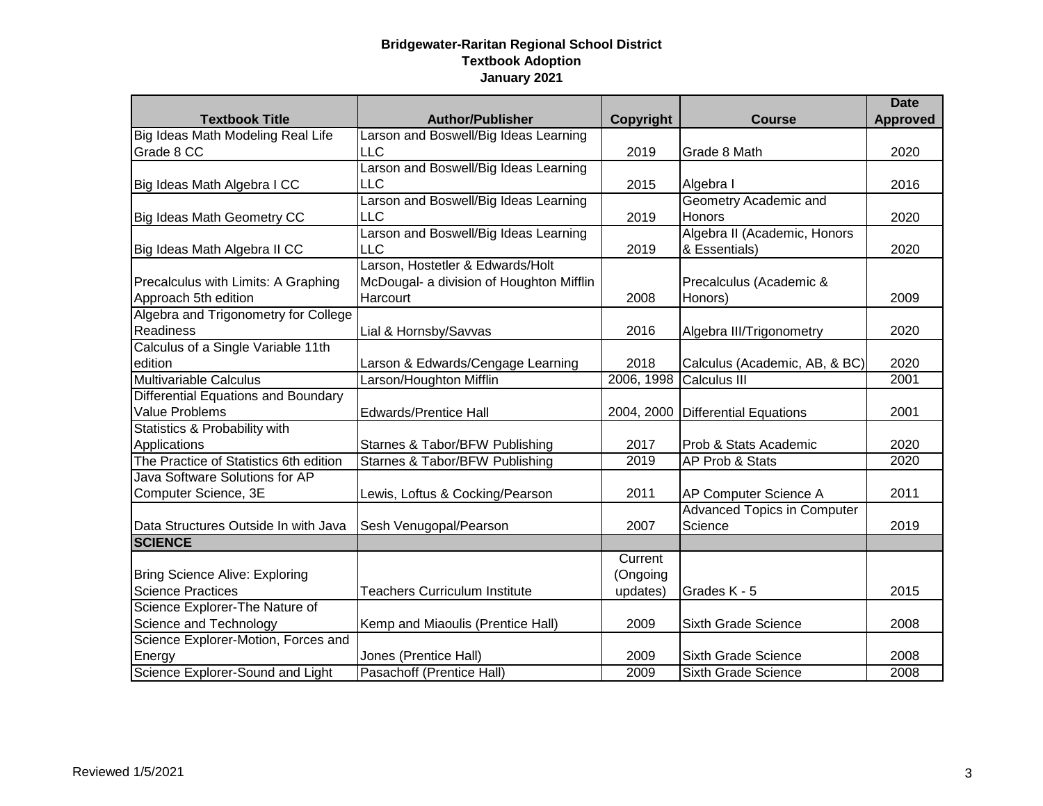**Bridgewater-Raritan Regional School District**
**Textbook Adoption**
**January 2021**

| Textbook Title | Author/Publisher | Copyright | Course | Date Approved |
|---|---|---|---|---|
| Big Ideas Math Modeling Real Life Grade 8 CC | Larson and Boswell/Big Ideas Learning LLC | 2019 | Grade 8 Math | 2020 |
| Big Ideas Math Algebra I CC | Larson and Boswell/Big Ideas Learning LLC | 2015 | Algebra I | 2016 |
| Big Ideas Math Geometry CC | Larson and Boswell/Big Ideas Learning LLC | 2019 | Geometry Academic and Honors | 2020 |
| Big Ideas Math Algebra II CC | Larson and Boswell/Big Ideas Learning LLC | 2019 | Algebra II (Academic, Honors & Essentials) | 2020 |
| Precalculus with Limits: A Graphing Approach 5th edition | Larson, Hostetler & Edwards/Holt McDougal- a division of Houghton Mifflin Harcourt | 2008 | Precalculus (Academic & Honors) | 2009 |
| Algebra and Trigonometry for College Readiness | Lial & Hornsby/Savvas | 2016 | Algebra III/Trigonometry | 2020 |
| Calculus of a Single Variable 11th edition | Larson & Edwards/Cengage Learning | 2018 | Calculus (Academic, AB, & BC) | 2020 |
| Multivariable Calculus | Larson/Houghton Mifflin | 2006, 1998 | Calculus III | 2001 |
| Differential Equations and Boundary Value Problems | Edwards/Prentice Hall | 2004, 2000 | Differential Equations | 2001 |
| Statistics & Probability with Applications | Starnes & Tabor/BFW Publishing | 2017 | Prob & Stats Academic | 2020 |
| The Practice of Statistics 6th edition | Starnes & Tabor/BFW Publishing | 2019 | AP Prob & Stats | 2020 |
| Java Software Solutions for AP Computer Science, 3E | Lewis, Loftus & Cocking/Pearson | 2011 | AP Computer Science A | 2011 |
| Data Structures Outside In with Java | Sesh Venugopal/Pearson | 2007 | Advanced Topics in Computer Science | 2019 |
| **SCIENCE** | | | | |
| Bring Science Alive: Exploring Science Practices | Teachers Curriculum Institute | Current (Ongoing updates) | Grades K - 5 | 2015 |
| Science Explorer-The Nature of Science and Technology | Kemp and Miaoulis (Prentice Hall) | 2009 | Sixth Grade Science | 2008 |
| Science Explorer-Motion, Forces and Energy | Jones (Prentice Hall) | 2009 | Sixth Grade Science | 2008 |
| Science Explorer-Sound and Light | Pasachoff (Prentice Hall) | 2009 | Sixth Grade Science | 2008 |

Reviewed 1/5/2021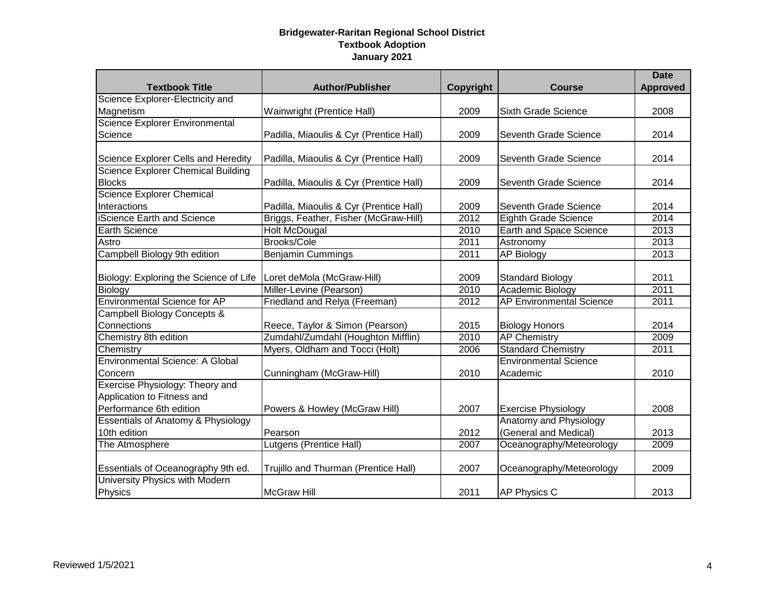**Bridgewater-Raritan Regional School District**
**Textbook Adoption**
**January 2021**

| Textbook Title | Author/Publisher | Copyright | Course | Date Approved |
|---|---|---|---|---|
| Science Explorer-Electricity and Magnetism | Wainwright (Prentice Hall) | 2009 | Sixth Grade Science | 2008 |
| Science Explorer Environmental Science | Padilla, Miaoulis & Cyr (Prentice Hall) | 2009 | Seventh Grade Science | 2014 |
| Science Explorer Cells and Heredity | Padilla, Miaoulis & Cyr (Prentice Hall) | 2009 | Seventh Grade Science | 2014 |
| Science Explorer Chemical Building Blocks | Padilla, Miaoulis & Cyr (Prentice Hall) | 2009 | Seventh Grade Science | 2014 |
| Science Explorer Chemical Interactions | Padilla, Miaoulis & Cyr (Prentice Hall) | 2009 | Seventh Grade Science | 2014 |
| iScience Earth and Science | Briggs, Feather, Fisher (McGraw-Hill) | 2012 | Eighth Grade Science | 2014 |
| Earth Science | Holt McDougal | 2010 | Earth and Space Science | 2013 |
| Astro | Brooks/Cole | 2011 | Astronomy | 2013 |
| Campbell Biology 9th edition | Benjamin Cummings | 2011 | AP Biology | 2013 |
| Biology: Exploring the Science of Life | Loret deMola (McGraw-Hill) | 2009 | Standard Biology | 2011 |
| Biology | Miller-Levine (Pearson) | 2010 | Academic Biology | 2011 |
| Environmental Science for AP | Friedland and Relya (Freeman) | 2012 | AP Environmental Science | 2011 |
| Campbell Biology Concepts & Connections | Reece, Taylor & Simon (Pearson) | 2015 | Biology Honors | 2014 |
| Chemistry 8th edition | Zumdahl/Zumdahl (Houghton Mifflin) | 2010 | AP Chemistry | 2009 |
| Chemistry | Myers, Oldham and Tocci (Holt) | 2006 | Standard Chemistry | 2011 |
| Environmental Science: A Global Concern | Cunningham (McGraw-Hill) | 2010 | Environmental Science Academic | 2010 |
| Exercise Physiology: Theory and Application to Fitness and Performance 6th edition | Powers & Howley (McGraw Hill) | 2007 | Exercise Physiology | 2008 |
| Essentials of Anatomy & Physiology 10th edition | Pearson | 2012 | Anatomy and Physiology (General and Medical) | 2013 |
| The Atmosphere | Lutgens (Prentice Hall) | 2007 | Oceanography/Meteorology | 2009 |
| Essentials of Oceanography 9th ed. | Trujillo and Thurman (Prentice Hall) | 2007 | Oceanography/Meteorology | 2009 |
| University Physics with Modern Physics | McGraw Hill | 2011 | AP Physics C | 2013 |

Reviewed 1/5/2021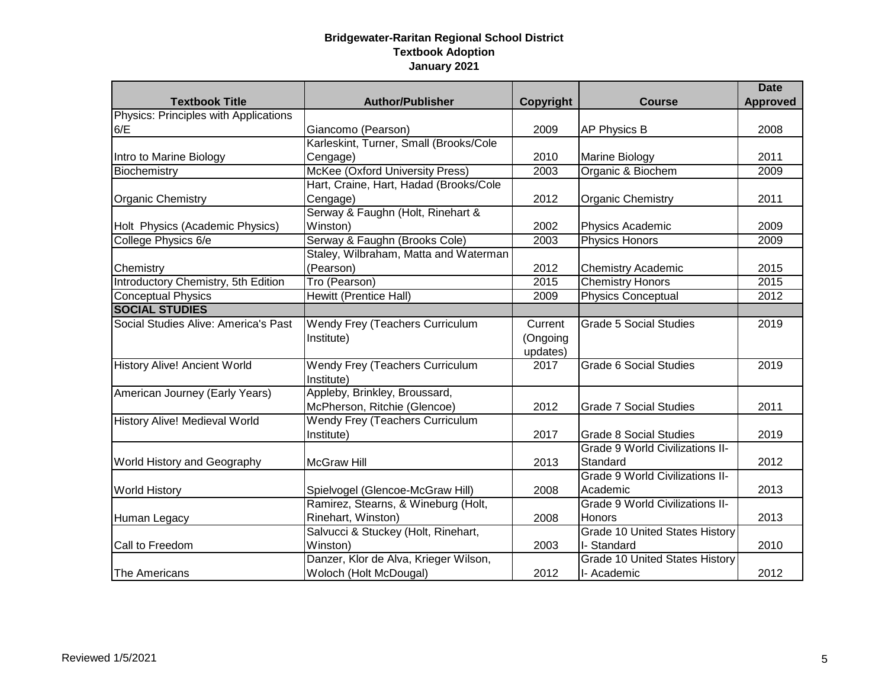**Bridgewater-Raritan Regional School District**
**Textbook Adoption**
**January 2021**

| Textbook Title | Author/Publisher | Copyright | Course | Date Approved |
|---|---|---|---|---|
| Physics: Principles with Applications 6/E | Giancomo (Pearson) | 2009 | AP Physics B | 2008 |
| Intro to Marine Biology | Karleskint, Turner, Small (Brooks/Cole Cengage) | 2010 | Marine Biology | 2011 |
| Biochemistry | McKee (Oxford University Press) | 2003 | Organic & Biochem | 2009 |
| Organic Chemistry | Hart, Craine, Hart, Hadad (Brooks/Cole Cengage) | 2012 | Organic Chemistry | 2011 |
| Holt Physics (Academic Physics) | Serway & Faughn (Holt, Rinehart & Winston) | 2002 | Physics Academic | 2009 |
| College Physics 6/e | Serway & Faughn (Brooks Cole) | 2003 | Physics Honors | 2009 |
| Chemistry | Staley, Wilbraham, Matta and Waterman (Pearson) | 2012 | Chemistry Academic | 2015 |
| Introductory Chemistry, 5th Edition | Tro (Pearson) | 2015 | Chemistry Honors | 2015 |
| Conceptual Physics | Hewitt (Prentice Hall) | 2009 | Physics Conceptual | 2012 |
| **SOCIAL STUDIES** | | | | |
| Social Studies Alive: America's Past | Wendy Frey (Teachers Curriculum Institute) | Current (Ongoing updates) | Grade 5 Social Studies | 2019 |
| History Alive! Ancient World | Wendy Frey (Teachers Curriculum Institute) | 2017 | Grade 6 Social Studies | 2019 |
| American Journey (Early Years) | Appleby, Brinkley, Broussard, McPherson, Ritchie (Glencoe) | 2012 | Grade 7 Social Studies | 2011 |
| History Alive! Medieval World | Wendy Frey (Teachers Curriculum Institute) | 2017 | Grade 8 Social Studies | 2019 |
| World History and Geography | McGraw Hill | 2013 | Grade 9 World Civilizations II-Standard | 2012 |
| World History | Spielvogel (Glencoe-McGraw Hill) | 2008 | Grade 9 World Civilizations II-Academic | 2013 |
| Human Legacy | Ramirez, Stearns, & Wineburg (Holt, Rinehart, Winston) | 2008 | Grade 9 World Civilizations II-Honors | 2013 |
| Call to Freedom | Salvucci & Stuckey (Holt, Rinehart, Winston) | 2003 | Grade 10 United States History I- Standard | 2010 |
| The Americans | Danzer, Klor de Alva, Krieger Wilson, Woloch (Holt McDougal) | 2012 | Grade 10 United States History I- Academic | 2012 |

Reviewed 1/5/2021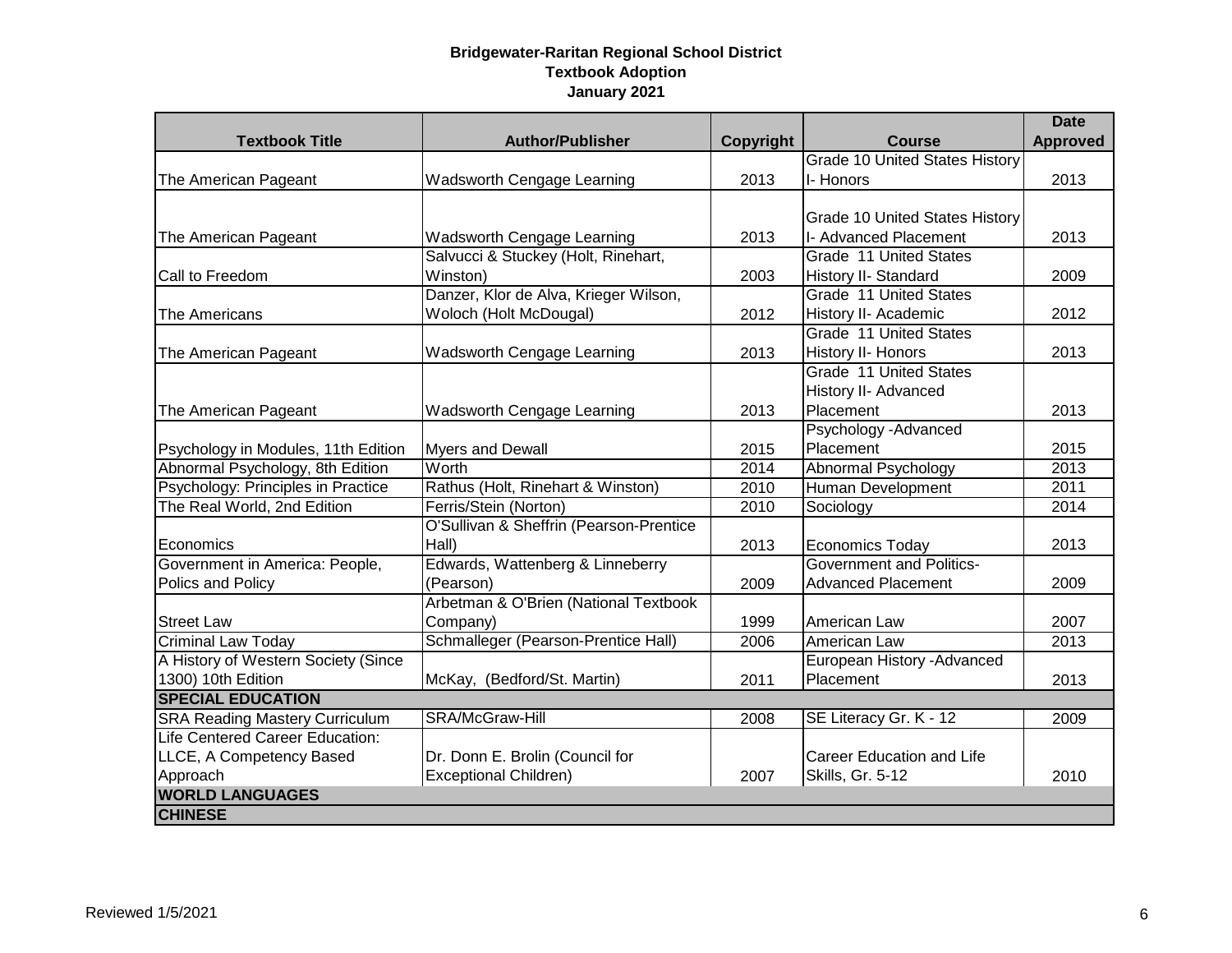**Bridgewater-Raritan Regional School District**
**Textbook Adoption**
**January 2021**

| Textbook Title | Author/Publisher | Copyright | Course | Date Approved |
|---|---|---|---|---|
| The American Pageant | Wadsworth Cengage Learning | 2013 | Grade 10 United States History I- Honors | 2013 |
| The American Pageant | Wadsworth Cengage Learning | 2013 | Grade 10 United States History I- Advanced Placement | 2013 |
| Call to Freedom | Salvucci & Stuckey (Holt, Rinehart, Winston) | 2003 | Grade 11 United States History II- Standard | 2009 |
| The Americans | Danzer, Klor de Alva, Krieger Wilson, Woloch (Holt McDougal) | 2012 | Grade 11 United States History II- Academic | 2012 |
| The American Pageant | Wadsworth Cengage Learning | 2013 | Grade 11 United States History II- Honors | 2013 |
| The American Pageant | Wadsworth Cengage Learning | 2013 | Grade 11 United States History II- Advanced Placement | 2013 |
| Psychology in Modules, 11th Edition | Myers and Dewall | 2015 | Psychology -Advanced Placement | 2015 |
| Abnormal Psychology, 8th Edition | Worth | 2014 | Abnormal Psychology | 2013 |
| Psychology: Principles in Practice | Rathus (Holt, Rinehart & Winston) | 2010 | Human Development | 2011 |
| The Real World, 2nd Edition | Ferris/Stein (Norton) | 2010 | Sociology | 2014 |
| Economics | O'Sullivan & Sheffrin (Pearson-Prentice Hall) | 2013 | Economics Today | 2013 |
| Government in America: People, Polics and Policy | Edwards, Wattenberg & Linneberry (Pearson) | 2009 | Government and Politics- Advanced Placement | 2009 |
| Street Law | Arbetman & O'Brien (National Textbook Company) | 1999 | American Law | 2007 |
| Criminal Law Today | Schmalleger (Pearson-Prentice Hall) | 2006 | American Law | 2013 |
| A History of Western Society (Since 1300) 10th Edition | McKay, (Bedford/St. Martin) | 2011 | European History -Advanced Placement | 2013 |
| **SPECIAL EDUCATION** | | | | |
| SRA Reading Mastery Curriculum | SRA/McGraw-Hill | 2008 | SE Literacy Gr. K - 12 | 2009 |
| Life Centered Career Education: LLCE, A Competency Based Approach | Dr. Donn E. Brolin (Council for Exceptional Children) | 2007 | Career Education and Life Skills, Gr. 5-12 | 2010 |
| **WORLD LANGUAGES** | | | | |
| **CHINESE** | | | | |

Reviewed 1/5/2021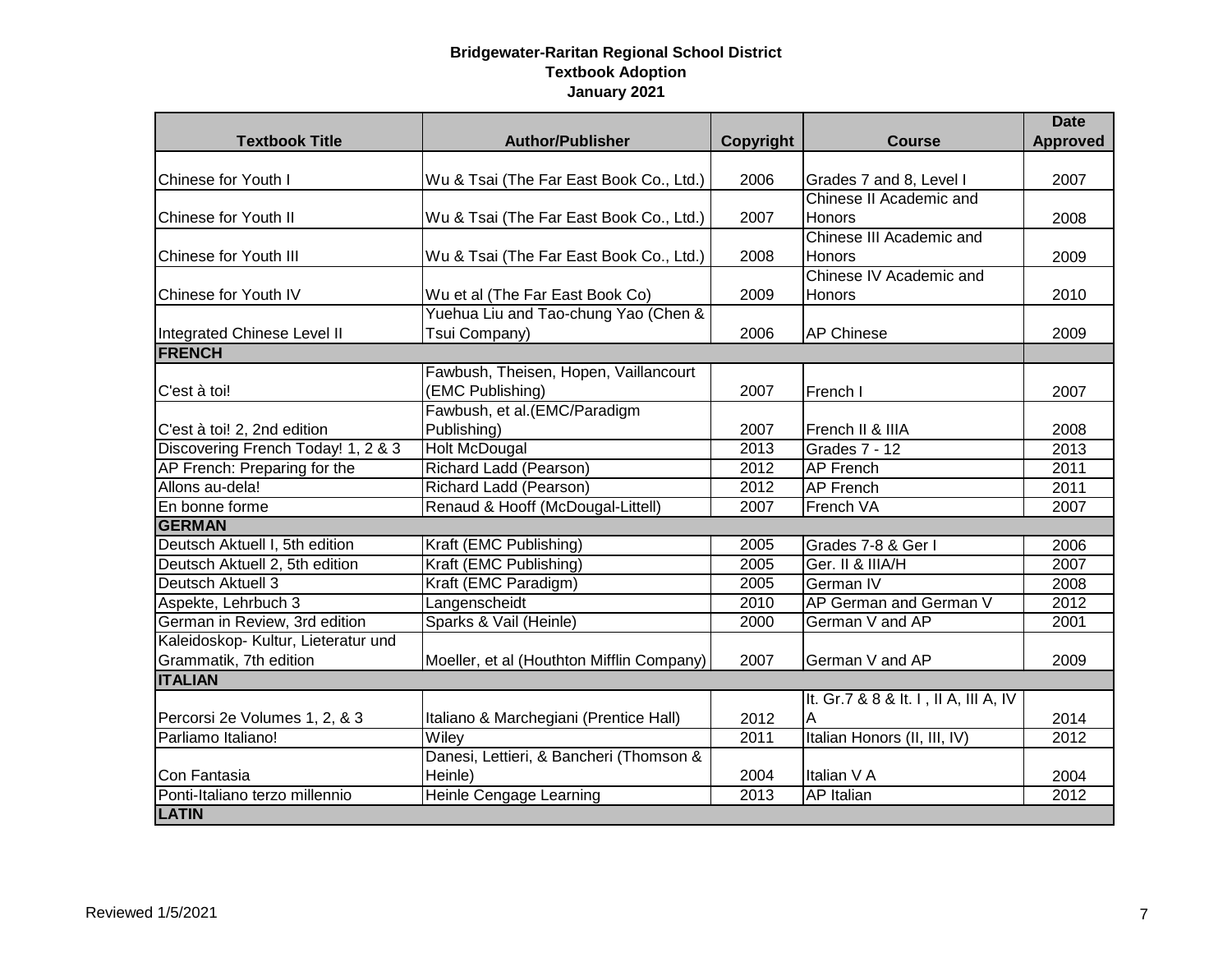**Bridgewater-Raritan Regional School District**
**Textbook Adoption**
**January 2021**

| Textbook Title | Author/Publisher | Copyright | Course | Date Approved |
|---|---|---|---|---|
| Chinese for Youth I | Wu & Tsai (The Far East Book Co., Ltd.) | 2006 | Grades 7 and 8, Level I | 2007 |
| Chinese for Youth II | Wu & Tsai (The Far East Book Co., Ltd.) | 2007 | Chinese II Academic and Honors | 2008 |
| Chinese for Youth III | Wu & Tsai (The Far East Book Co., Ltd.) | 2008 | Chinese III Academic and Honors | 2009 |
| Chinese for Youth IV | Wu et al (The Far East Book Co) | 2009 | Chinese IV Academic and Honors | 2010 |
| Integrated Chinese Level II | Yuehua Liu and Tao-chung Yao (Chen & Tsui Company) | 2006 | AP Chinese | 2009 |
| **FRENCH** | | | | |
| C'est à toi! | Fawbush, Theisen, Hopen, Vaillancourt (EMC Publishing) | 2007 | French I | 2007 |
| C'est à toi! 2, 2nd edition | Fawbush, et al.(EMC/Paradigm Publishing) | 2007 | French II & IIIA | 2008 |
| Discovering French Today! 1, 2 & 3 | Holt McDougal | 2013 | Grades 7 - 12 | 2013 |
| AP French: Preparing for the | Richard Ladd (Pearson) | 2012 | AP French | 2011 |
| Allons au-dela! | Richard Ladd (Pearson) | 2012 | AP French | 2011 |
| En bonne forme | Renaud & Hooff (McDougal-Littell) | 2007 | French VA | 2007 |
| **GERMAN** | | | | |
| Deutsch Aktuell I, 5th edition | Kraft (EMC Publishing) | 2005 | Grades 7-8 & Ger I | 2006 |
| Deutsch Aktuell 2, 5th edition | Kraft (EMC Publishing) | 2005 | Ger. II & IIIA/H | 2007 |
| Deutsch Aktuell 3 | Kraft (EMC Paradigm) | 2005 | German IV | 2008 |
| Aspekte, Lehrbuch 3 | Langenscheidt | 2010 | AP German and German V | 2012 |
| German in Review, 3rd edition | Sparks & Vail (Heinle) | 2000 | German V and AP | 2001 |
| Kaleidoskop- Kultur, Lieteratur und Grammatik, 7th edition | Moeller, et al (Houthton Mifflin Company) | 2007 | German V and AP | 2009 |
| **ITALIAN** | | | | |
| Percorsi 2e Volumes 1, 2, & 3 | Italiano & Marchegiani (Prentice Hall) | 2012 | It. Gr.7 & 8 & It. I , II A, III A, IV A | 2014 |
| Parliamo Italiano! | Wiley | 2011 | Italian Honors (II, III, IV) | 2012 |
| Con Fantasia | Danesi, Lettieri, & Bancheri (Thomson & Heinle) | 2004 | Italian V A | 2004 |
| Ponti-Italiano terzo millennio | Heinle Cengage Learning | 2013 | AP Italian | 2012 |
| **LATIN** | | | | |

Reviewed 1/5/2021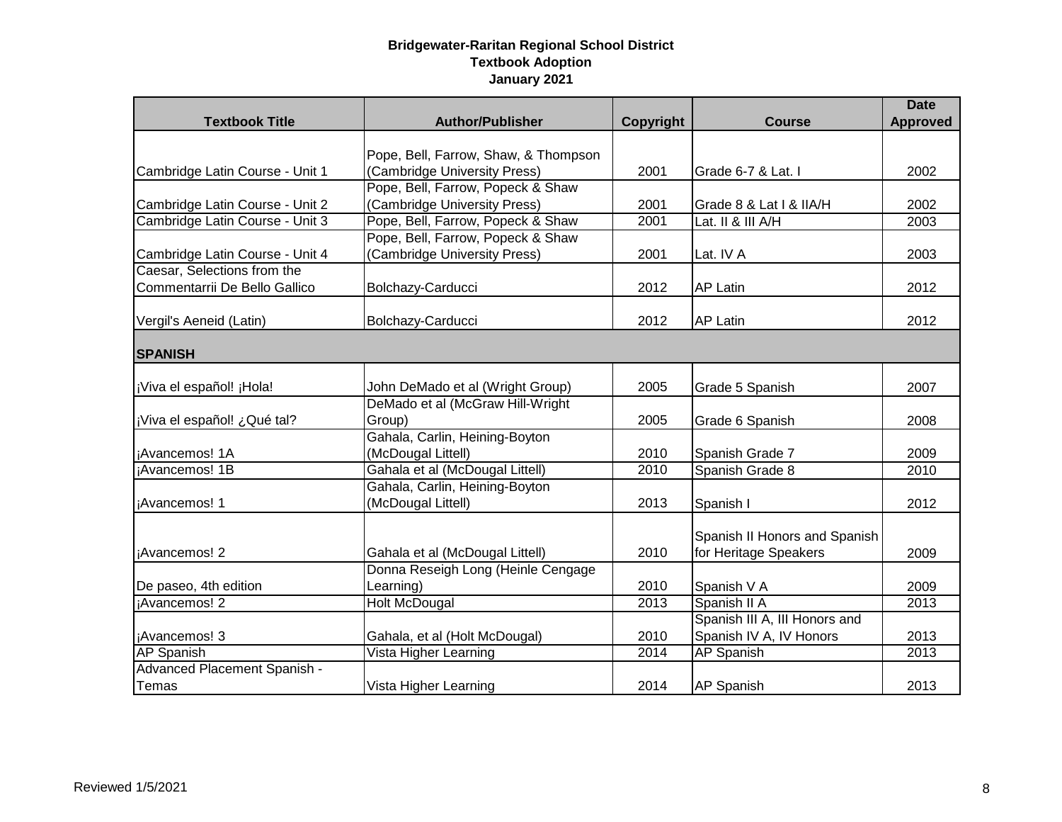**Bridgewater-Raritan Regional School District**
**Textbook Adoption**
**January 2021**

| Textbook Title | Author/Publisher | Copyright | Course | Date Approved |
|---|---|---|---|---|
| Cambridge Latin Course - Unit 1 | Pope, Bell, Farrow, Shaw, & Thompson (Cambridge University Press) | 2001 | Grade 6-7 & Lat. I | 2002 |
| Cambridge Latin Course - Unit 2 | Pope, Bell, Farrow, Popeck & Shaw (Cambridge University Press) | 2001 | Grade 8 & Lat I & IIA/H | 2002 |
| Cambridge Latin Course - Unit 3 | Pope, Bell, Farrow, Popeck & Shaw | 2001 | Lat. II & III A/H | 2003 |
| Cambridge Latin Course - Unit 4 | Pope, Bell, Farrow, Popeck & Shaw (Cambridge University Press) | 2001 | Lat. IV A | 2003 |
| Caesar, Selections from the Commentarrii De Bello Gallico | Bolchazy-Carducci | 2012 | AP Latin | 2012 |
| Vergil's Aeneid (Latin) | Bolchazy-Carducci | 2012 | AP Latin | 2012 |
| **SPANISH** | | | | |
| ¡Viva el español! ¡Hola! | John DeMado et al (Wright Group) | 2005 | Grade 5 Spanish | 2007 |
| ¡Viva el español! ¿Qué tal? | DeMado et al (McGraw Hill-Wright Group) | 2005 | Grade 6 Spanish | 2008 |
| ¡Avancemos! 1A | Gahala, Carlin, Heining-Boyton (McDougal Littell) | 2010 | Spanish Grade 7 | 2009 |
| ¡Avancemos! 1B | Gahala et al (McDougal Littell) | 2010 | Spanish Grade 8 | 2010 |
| ¡Avancemos! 1 | Gahala, Carlin, Heining-Boyton (McDougal Littell) | 2013 | Spanish I | 2012 |
| ¡Avancemos! 2 | Gahala et al (McDougal Littell) | 2010 | Spanish II Honors and Spanish for Heritage Speakers | 2009 |
| De paseo, 4th edition | Donna Reseigh Long (Heinle Cengage Learning) | 2010 | Spanish V A | 2009 |
| ¡Avancemos! 2 | Holt McDougal | 2013 | Spanish II A | 2013 |
| ¡Avancemos! 3 | Gahala, et al (Holt McDougal) | 2010 | Spanish III A, III Honors and Spanish IV A, IV Honors | 2013 |
| AP Spanish | Vista Higher Learning | 2014 | AP Spanish | 2013 |
| Advanced Placement Spanish - Temas | Vista Higher Learning | 2014 | AP Spanish | 2013 |

Reviewed 1/5/2021